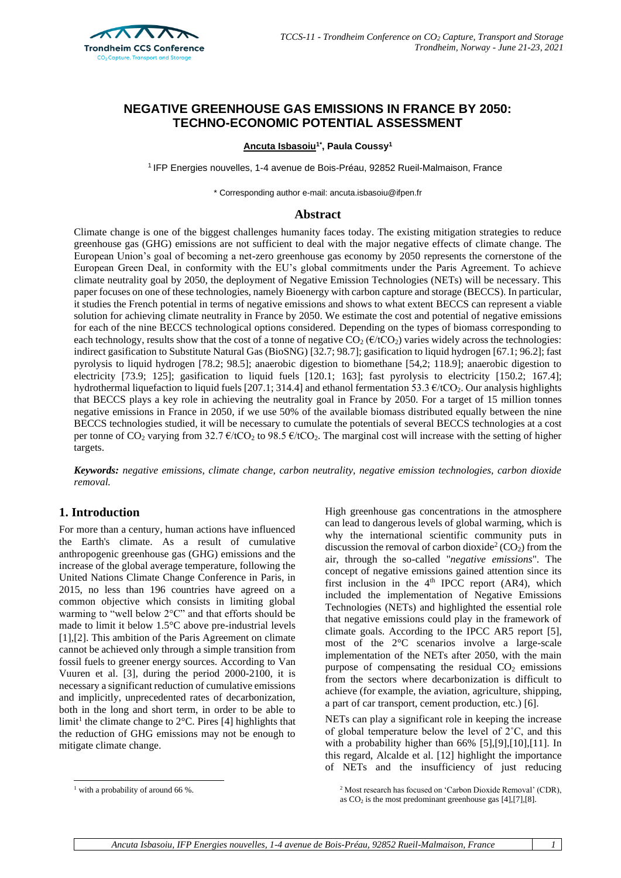# NEGATIVE GREENHOUSE GAS EMISSIONS IN FRANCE BY 2050: TECHNO-ECONOMIC POTENTIAL ASSESSMENT

**Ancuta Isbasoiu[1*], Paula Coussy[1]**

[1] IFP Energies nouvelles, 1-4 avenue de Bois-Préau, 92852 Rueil-Malmaison, France

\* Corresponding author e-mail: ancuta.isbasoiu@ifpen.fr

## Abstract

Climate change is one of the biggest challenges humanity faces today. The existing mitigation strategies to reduce greenhouse gas (GHG) emissions are not sufficient to deal with the major negative effects of climate change. The European Union's goal of becoming a net-zero greenhouse gas economy by 2050 represents the cornerstone of the European Green Deal, in conformity with the EU's global commitments under the Paris Agreement. To achieve climate neutrality goal by 2050, the deployment of Negative Emission Technologies (NETs) will be necessary. This paper focuses on one of these technologies, namely Bioenergy with carbon capture and storage (BECCS). In particular, it studies the French potential in terms of negative emissions and shows to what extent BECCS can represent a viable solution for achieving climate neutrality in France by 2050. We estimate the cost and potential of negative emissions for each of the nine BECCS technological options considered. Depending on the types of biomass corresponding to each technology, results show that the cost of a tonne of negative $CO_2$ (€/t$CO_2$) varies widely across the technologies: indirect gasification to Substitute Natural Gas (BioSNG) [32.7; 98.7]; gasification to liquid hydrogen [67.1; 96.2]; fast pyrolysis to liquid hydrogen [78.2; 98.5]; anaerobic digestion to biomethane [54,2; 118.9]; anaerobic digestion to electricity [73.9; 125]; gasification to liquid fuels [120.1; 163]; fast pyrolysis to electricity [150.2; 167.4]; hydrothermal liquefaction to liquid fuels [207.1; 314.4] and ethanol fermentation 53.3 €/t$CO_2$. Our analysis highlights that BECCS plays a key role in achieving the neutrality goal in France by 2050. For a target of 15 million tonnes negative emissions in France in 2050, if we use 50% of the available biomass distributed equally between the nine BECCS technologies studied, it will be necessary to cumulate the potentials of several BECCS technologies at a cost per tonne of $CO_2$ varying from 32.7 €/t$CO_2$ to 98.5 €/t$CO_2$. The marginal cost will increase with the setting of higher targets.

***Keywords:** negative emissions, climate change, carbon neutrality, negative emission technologies, carbon dioxide removal.*

## 1. Introduction

For more than a century, human actions have influenced the Earth's climate. As a result of cumulative anthropogenic greenhouse gas (GHG) emissions and the increase of the global average temperature, following the United Nations Climate Change Conference in Paris, in 2015, no less than 196 countries have agreed on a common objective which consists in limiting global warming to "well below 2°C" and that efforts should be made to limit it below 1.5°C above pre-industrial levels [1],[2]. This ambition of the Paris Agreement on climate cannot be achieved only through a simple transition from fossil fuels to greener energy sources. According to Van Vuuren et al. [3], during the period 2000-2100, it is necessary a significant reduction of cumulative emissions and implicitly, unprecedented rates of decarbonization, both in the long and short term, in order to be able to limit[1] the climate change to 2°C. Pires [4] highlights that the reduction of GHG emissions may not be enough to mitigate climate change.

High greenhouse gas concentrations in the atmosphere can lead to dangerous levels of global warming, which is why the international scientific community puts in discussion the removal of carbon dioxide[2] ($CO_2$) from the air, through the so-called "*negative emissions*". The concept of negative emissions gained attention since its first inclusion in the 4[th] IPCC report (AR4), which included the implementation of Negative Emissions Technologies (NETs) and highlighted the essential role that negative emissions could play in the framework of climate goals. According to the IPCC AR5 report [5], most of the 2°C scenarios involve a large-scale implementation of the NETs after 2050, with the main purpose of compensating the residual $CO_2$ emissions from the sectors where decarbonization is difficult to achieve (for example, the aviation, agriculture, shipping, a part of car transport, cement production, etc.) [6].

NETs can play a significant role in keeping the increase of global temperature below the level of 2˚C, and this with a probability higher than 66% [5],[9],[10],[11]. In this regard, Alcalde et al. [12] highlight the importance of NETs and the insufficiency of just reducing

[1] with a probability of around 66 %.

[2] Most research has focused on 'Carbon Dioxide Removal' (CDR), as $CO_2$ is the most predominant greenhouse gas [4],[7],[8].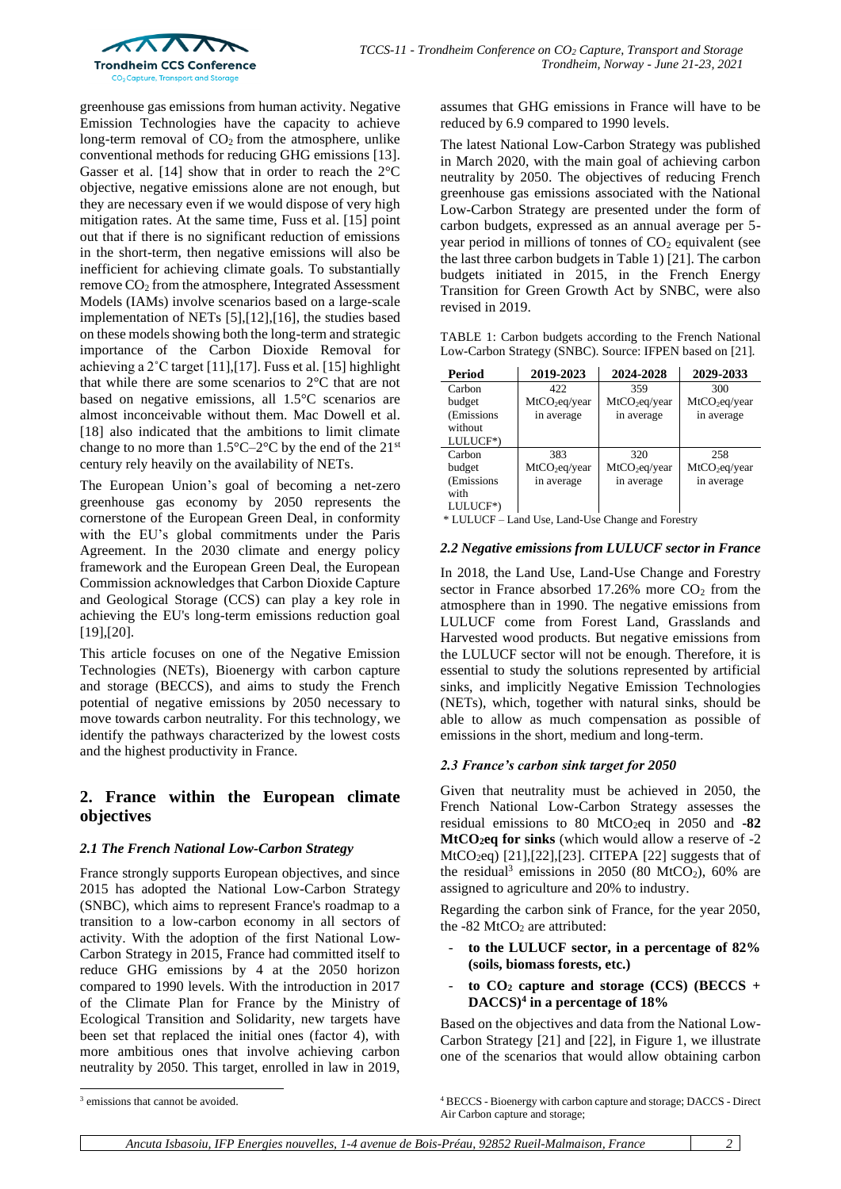greenhouse gas emissions from human activity. Negative Emission Technologies have the capacity to achieve long-term removal of $CO_2$ from the atmosphere, unlike conventional methods for reducing GHG emissions [13]. Gasser et al. [14] show that in order to reach the 2°C objective, negative emissions alone are not enough, but they are necessary even if we would dispose of very high mitigation rates. At the same time, Fuss et al. [15] point out that if there is no significant reduction of emissions in the short-term, then negative emissions will also be inefficient for achieving climate goals. To substantially remove $CO_2$ from the atmosphere, Integrated Assessment Models (IAMs) involve scenarios based on a large-scale implementation of NETs [5],[12],[16], the studies based on these models showing both the long-term and strategic importance of the Carbon Dioxide Removal for achieving a 2˚C target [11],[17]. Fuss et al. [15] highlight that while there are some scenarios to 2°C that are not based on negative emissions, all 1.5°C scenarios are almost inconceivable without them. Mac Dowell et al. [18] also indicated that the ambitions to limit climate change to no more than 1.5°C–2°C by the end of the 21st century rely heavily on the availability of NETs.

The European Union's goal of becoming a net-zero greenhouse gas economy by 2050 represents the cornerstone of the European Green Deal, in conformity with the EU's global commitments under the Paris Agreement. In the 2030 climate and energy policy framework and the European Green Deal, the European Commission acknowledges that Carbon Dioxide Capture and Geological Storage (CCS) can play a key role in achieving the EU's long-term emissions reduction goal [19],[20].

This article focuses on one of the Negative Emission Technologies (NETs), Bioenergy with carbon capture and storage (BECCS), and aims to study the French potential of negative emissions by 2050 necessary to move towards carbon neutrality. For this technology, we identify the pathways characterized by the lowest costs and the highest productivity in France.

## 2. France within the European climate objectives

### *2.1 The French National Low-Carbon Strategy*

France strongly supports European objectives, and since 2015 has adopted the National Low-Carbon Strategy (SNBC), which aims to represent France's roadmap to a transition to a low-carbon economy in all sectors of activity. With the adoption of the first National Low-Carbon Strategy in 2015, France had committed itself to reduce GHG emissions by 4 at the 2050 horizon compared to 1990 levels. With the introduction in 2017 of the Climate Plan for France by the Ministry of Ecological Transition and Solidarity, new targets have been set that replaced the initial ones (factor 4), with more ambitious ones that involve achieving carbon neutrality by 2050. This target, enrolled in law in 2019, assumes that GHG emissions in France will have to be reduced by 6.9 compared to 1990 levels.

The latest National Low-Carbon Strategy was published in March 2020, with the main goal of achieving carbon neutrality by 2050. The objectives of reducing French greenhouse gas emissions associated with the National Low-Carbon Strategy are presented under the form of carbon budgets, expressed as an annual average per 5-year period in millions of tonnes of $CO_2$ equivalent (see the last three carbon budgets in Table 1) [21]. The carbon budgets initiated in 2015, in the French Energy Transition for Green Growth Act by SNBC, were also revised in 2019.

TABLE 1: Carbon budgets according to the French National Low-Carbon Strategy (SNBC). Source: IFPEN based on [21].

| Period | 2019-2023 | 2024-2028 | 2029-2033 |
|---|---|---|---|
| Carbon budget (Emissions without LULUCF*) | 422 $MtCO_2eq$/year in average | 359 $MtCO_2eq$/year in average | 300 $MtCO_2eq$/year in average |
| Carbon budget (Emissions with LULUCF*) | 383 $MtCO_2eq$/year in average | 320 $MtCO_2eq$/year in average | 258 $MtCO_2eq$/year in average |

\* LULUCF – Land Use, Land-Use Change and Forestry

### *2.2 Negative emissions from LULUCF sector in France*

In 2018, the Land Use, Land-Use Change and Forestry sector in France absorbed 17.26% more $CO_2$ from the atmosphere than in 1990. The negative emissions from LULUCF come from Forest Land, Grasslands and Harvested wood products. But negative emissions from the LULUCF sector will not be enough. Therefore, it is essential to study the solutions represented by artificial sinks, and implicitly Negative Emission Technologies (NETs), which, together with natural sinks, should be able to allow as much compensation as possible of emissions in the short, medium and long-term.

### *2.3 France's carbon sink target for 2050*

Given that neutrality must be achieved in 2050, the French National Low-Carbon Strategy assesses the residual emissions to 80 $MtCO_2eq$ in 2050 and **-82 $MtCO_2eq$ for sinks** (which would allow a reserve of -2 $MtCO_2eq$) [21],[22],[23]. CITEPA [22] suggests that of the residual[3] emissions in 2050 (80 $MtCO_2$), 60% are assigned to agriculture and 20% to industry.

Regarding the carbon sink of France, for the year 2050, the -82 $MtCO_2$ are attributed:

- **to the LULUCF sector, in a percentage of 82% (soils, biomass forests, etc.)**
- **to $CO_2$ capture and storage (CCS) (BECCS + DACCS)[4] in a percentage of 18%**

Based on the objectives and data from the National Low-Carbon Strategy [21] and [22], in Figure 1, we illustrate one of the scenarios that would allow obtaining carbon

[3] emissions that cannot be avoided.

[4] BECCS - Bioenergy with carbon capture and storage; DACCS - Direct Air Carbon capture and storage;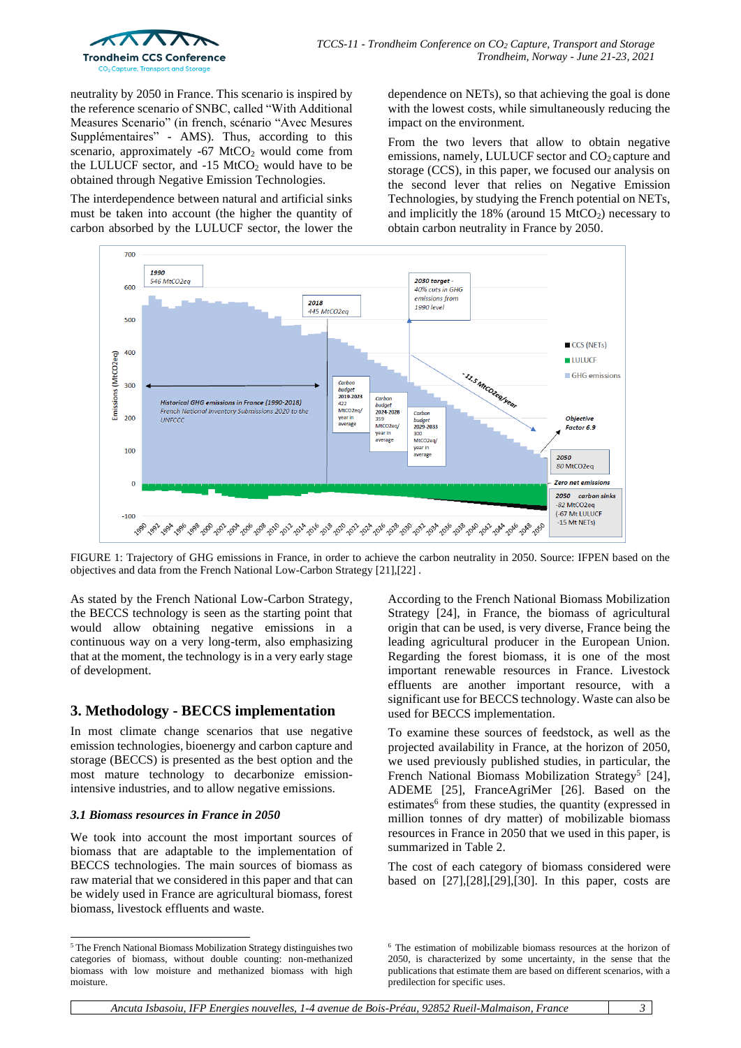neutrality by 2050 in France. This scenario is inspired by the reference scenario of SNBC, called "With Additional Measures Scenario" (in french, scénario "Avec Mesures Supplémentaires" - AMS). Thus, according to this scenario, approximately -67 $MtCO_2$ would come from the LULUCF sector, and -15 $MtCO_2$ would have to be obtained through Negative Emission Technologies.

The interdependence between natural and artificial sinks must be taken into account (the higher the quantity of carbon absorbed by the LULUCF sector, the lower the dependence on NETs), so that achieving the goal is done with the lowest costs, while simultaneously reducing the impact on the environment.

From the two levers that allow to obtain negative emissions, namely, LULUCF sector and $CO_2$ capture and storage (CCS), in this paper, we focused our analysis on the second lever that relies on Negative Emission Technologies, by studying the French potential on NETs, and implicitly the 18% (around 15 $MtCO_2$) necessary to obtain carbon neutrality in France by 2050.

FIGURE 1: Trajectory of GHG emissions in France, in order to achieve the carbon neutrality in 2050. Source: IFPEN based on the objectives and data from the French National Low-Carbon Strategy [21],[22] .

As stated by the French National Low-Carbon Strategy, the BECCS technology is seen as the starting point that would allow obtaining negative emissions in a continuous way on a very long-term, also emphasizing that at the moment, the technology is in a very early stage of development.

## 3. Methodology - BECCS implementation

In most climate change scenarios that use negative emission technologies, bioenergy and carbon capture and storage (BECCS) is presented as the best option and the most mature technology to decarbonize emission-intensive industries, and to allow negative emissions.

### *3.1 Biomass resources in France in 2050*

We took into account the most important sources of biomass that are adaptable to the implementation of BECCS technologies. The main sources of biomass as raw material that we considered in this paper and that can be widely used in France are agricultural biomass, forest biomass, livestock effluents and waste.

According to the French National Biomass Mobilization Strategy [24], in France, the biomass of agricultural origin that can be used, is very diverse, France being the leading agricultural producer in the European Union. Regarding the forest biomass, it is one of the most important renewable resources in France. Livestock effluents are another important resource, with a significant use for BECCS technology. Waste can also be used for BECCS implementation.

To examine these sources of feedstock, as well as the projected availability in France, at the horizon of 2050, we used previously published studies, in particular, the French National Biomass Mobilization Strategy[5] [24], ADEME [25], FranceAgriMer [26]. Based on the estimates[6] from these studies, the quantity (expressed in million tonnes of dry matter) of mobilizable biomass resources in France in 2050 that we used in this paper, is summarized in Table 2.

The cost of each category of biomass considered were based on [27],[28],[29],[30]. In this paper, costs are

[5] The French National Biomass Mobilization Strategy distinguishes two categories of biomass, without double counting: non-methanized biomass with low moisture and methanized biomass with high moisture.

[6] The estimation of mobilizable biomass resources at the horizon of 2050, is characterized by some uncertainty, in the sense that the publications that estimate them are based on different scenarios, with a predilection for specific uses.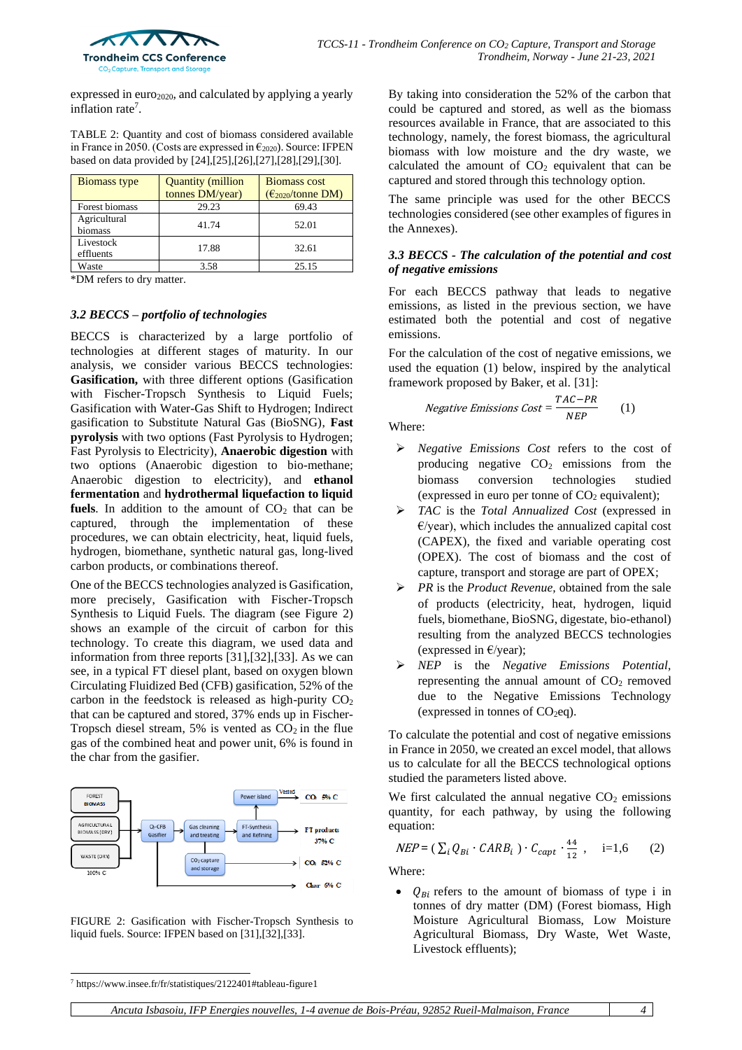expressed in $euro_{2020}$, and calculated by applying a yearly inflation rate[7].

TABLE 2: Quantity and cost of biomass considered available in France in 2050. (Costs are expressed in €2020). Source: IFPEN based on data provided by [24],[25],[26],[27],[28],[29],[30].

| Biomass type | Quantity (million tonnes DM/year) | Biomass cost ($€_{2020}$/tonne DM) |
|---|---|---|
| Forest biomass | 29.23 | 69.43 |
| Agricultural biomass | 41.74 | 52.01 |
| Livestock effluents | 17.88 | 32.61 |
| Waste | 3.58 | 25.15 |

*DM refers to dry matter.

### 3.2 BECCS – portfolio of technologies

BECCS is characterized by a large portfolio of technologies at different stages of maturity. In our analysis, we consider various BECCS technologies: **Gasification,** with three different options (Gasification with Fischer-Tropsch Synthesis to Liquid Fuels; Gasification with Water-Gas Shift to Hydrogen; Indirect gasification to Substitute Natural Gas (BioSNG), **Fast pyrolysis** with two options (Fast Pyrolysis to Hydrogen; Fast Pyrolysis to Electricity), **Anaerobic digestion** with two options (Anaerobic digestion to bio-methane; Anaerobic digestion to electricity), and **ethanol fermentation** and **hydrothermal liquefaction to liquid fuels**. In addition to the amount of $CO_2$ that can be captured, through the implementation of these procedures, we can obtain electricity, heat, liquid fuels, hydrogen, biomethane, synthetic natural gas, long-lived carbon products, or combinations thereof.

One of the BECCS technologies analyzed is Gasification, more precisely, Gasification with Fischer-Tropsch Synthesis to Liquid Fuels. The diagram (see Figure 2) shows an example of the circuit of carbon for this technology. To create this diagram, we used data and information from three reports [31],[32],[33]. As we can see, in a typical FT diesel plant, based on oxygen blown Circulating Fluidized Bed (CFB) gasification, 52% of the carbon in the feedstock is released as high-purity $CO_2$ that can be captured and stored, 37% ends up in Fischer-Tropsch diesel stream, 5% is vented as $CO_2$ in the flue gas of the combined heat and power unit, 6% is found in the char from the gasifier.

FIGURE 2: Gasification with Fischer-Tropsch Synthesis to liquid fuels. Source: IFPEN based on [31],[32],[33].

By taking into consideration the 52% of the carbon that could be captured and stored, as well as the biomass resources available in France, that are associated to this technology, namely, the forest biomass, the agricultural biomass with low moisture and the dry waste, we calculated the amount of $CO_2$ equivalent that can be captured and stored through this technology option.

The same principle was used for the other BECCS technologies considered (see other examples of figures in the Annexes).

### 3.3 BECCS - The calculation of the potential and cost of negative emissions

For each BECCS pathway that leads to negative emissions, as listed in the previous section, we have estimated both the potential and cost of negative emissions.

For the calculation of the cost of negative emissions, we used the equation (1) below, inspired by the analytical framework proposed by Baker, et al. [31]:

$$\textit{Negative Emissions Cost} = \frac{TAC - PR}{NEP} \qquad (1)$$

Where:

- *Negative Emissions Cost* refers to the cost of producing negative $CO_2$ emissions from the biomass conversion technologies studied (expressed in euro per tonne of $CO_2$ equivalent);
- *TAC* is the *Total Annualized Cost* (expressed in €/year), which includes the annualized capital cost (CAPEX), the fixed and variable operating cost (OPEX). The cost of biomass and the cost of capture, transport and storage are part of OPEX;
- *PR* is the *Product Revenue,* obtained from the sale of products (electricity, heat, hydrogen, liquid fuels, biomethane, BioSNG, digestate, bio-ethanol) resulting from the analyzed BECCS technologies (expressed in €/year);
- *NEP* is the *Negative Emissions Potential,* representing the annual amount of $CO_2$ removed due to the Negative Emissions Technology (expressed in tonnes of $CO_2$eq).

To calculate the potential and cost of negative emissions in France in 2050, we created an excel model, that allows us to calculate for all the BECCS technological options studied the parameters listed above.

We first calculated the annual negative $CO_2$ emissions quantity, for each pathway, by using the following equation:

$$NEP = \left(\sum_i Q_{Bi} \cdot CARB_i\right) \cdot C_{capt} \cdot \frac{44}{12}, \quad i=1,6 \qquad (2)$$

Where:

- $Q_{Bi}$ refers to the amount of biomass of type i in tonnes of dry matter (DM) (Forest biomass, High Moisture Agricultural Biomass, Low Moisture Agricultural Biomass, Dry Waste, Wet Waste, Livestock effluents);

[7] https://www.insee.fr/fr/statistiques/2122401#tableau-figure1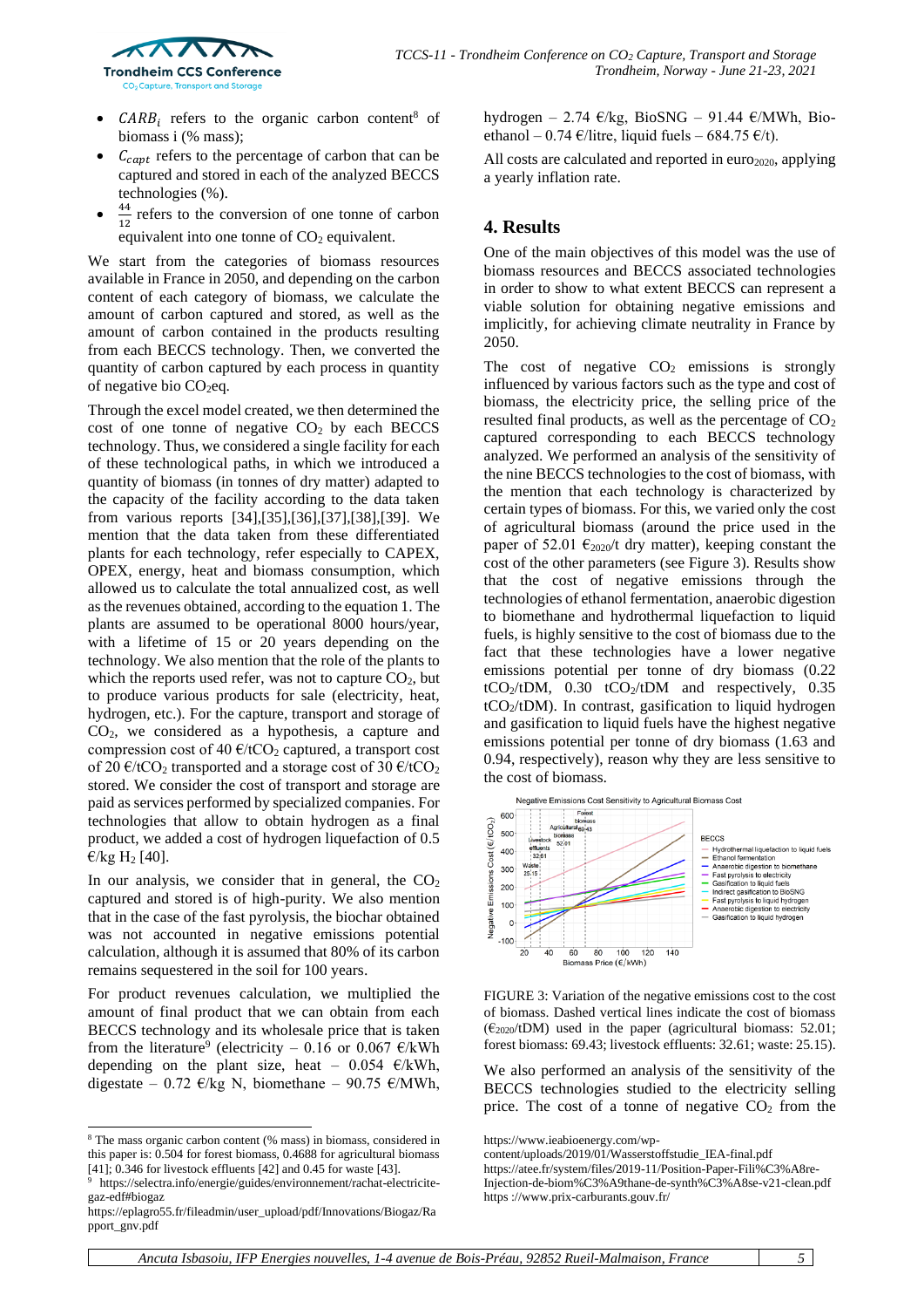- $CARB_i$ refers to the organic carbon content[8] of biomass i (% mass);
- $C_{capt}$ refers to the percentage of carbon that can be captured and stored in each of the analyzed BECCS technologies (%).
- $\frac{44}{12}$ refers to the conversion of one tonne of carbon equivalent into one tonne of $CO_2$ equivalent.

We start from the categories of biomass resources available in France in 2050, and depending on the carbon content of each category of biomass, we calculate the amount of carbon captured and stored, as well as the amount of carbon contained in the products resulting from each BECCS technology. Then, we converted the quantity of carbon captured by each process in quantity of negative bio $CO_2$eq.

Through the excel model created, we then determined the cost of one tonne of negative $CO_2$ by each BECCS technology. Thus, we considered a single facility for each of these technological paths, in which we introduced a quantity of biomass (in tonnes of dry matter) adapted to the capacity of the facility according to the data taken from various reports [34],[35],[36],[37],[38],[39]. We mention that the data taken from these differentiated plants for each technology, refer especially to CAPEX, OPEX, energy, heat and biomass consumption, which allowed us to calculate the total annualized cost, as well as the revenues obtained, according to the equation 1. The plants are assumed to be operational 8000 hours/year, with a lifetime of 15 or 20 years depending on the technology. We also mention that the role of the plants to which the reports used refer, was not to capture $CO_2$, but to produce various products for sale (electricity, heat, hydrogen, etc.). For the capture, transport and storage of $CO_2$, we considered as a hypothesis, a capture and compression cost of 40 €/t$CO_2$ captured, a transport cost of 20 €/t$CO_2$ transported and a storage cost of 30 €/t$CO_2$ stored. We consider the cost of transport and storage are paid as services performed by specialized companies. For technologies that allow to obtain hydrogen as a final product, we added a cost of hydrogen liquefaction of 0.5 €/kg $H_2$ [40].

In our analysis, we consider that in general, the $CO_2$ captured and stored is of high-purity. We also mention that in the case of the fast pyrolysis, the biochar obtained was not accounted in negative emissions potential calculation, although it is assumed that 80% of its carbon remains sequestered in the soil for 100 years.

For product revenues calculation, we multiplied the amount of final product that we can obtain from each BECCS technology and its wholesale price that is taken from the literature[9] (electricity – 0.16 or 0.067 €/kWh depending on the plant size, heat – 0.054 €/kWh, digestate – 0.72 €/kg N, biomethane – 90.75 €/MWh, hydrogen – 2.74 €/kg, BioSNG – 91.44 €/MWh, Bio-ethanol – 0.74 €/litre, liquid fuels – 684.75 €/t).

All costs are calculated and reported in euro$_{2020}$, applying a yearly inflation rate.

## 4. Results

One of the main objectives of this model was the use of biomass resources and BECCS associated technologies in order to show to what extent BECCS can represent a viable solution for obtaining negative emissions and implicitly, for achieving climate neutrality in France by 2050.

The cost of negative $CO_2$ emissions is strongly influenced by various factors such as the type and cost of biomass, the electricity price, the selling price of the resulted final products, as well as the percentage of $CO_2$ captured corresponding to each BECCS technology analyzed. We performed an analysis of the sensitivity of the nine BECCS technologies to the cost of biomass, with the mention that each technology is characterized by certain types of biomass. For this, we varied only the cost of agricultural biomass (around the price used in the paper of 52.01 €$_{2020}$/t dry matter), keeping constant the cost of the other parameters (see Figure 3). Results show that the cost of negative emissions through the technologies of ethanol fermentation, anaerobic digestion to biomethane and hydrothermal liquefaction to liquid fuels, is highly sensitive to the cost of biomass due to the fact that these technologies have a lower negative emissions potential per tonne of dry biomass (0.22 t$CO_2$/tDM, 0.30 t$CO_2$/tDM and respectively, 0.35 t$CO_2$/tDM). In contrast, gasification to liquid hydrogen and gasification to liquid fuels have the highest negative emissions potential per tonne of dry biomass (1.63 and 0.94, respectively), reason why they are less sensitive to the cost of biomass.

FIGURE 3: Variation of the negative emissions cost to the cost of biomass. Dashed vertical lines indicate the cost of biomass (€$_{2020}$/tDM) used in the paper (agricultural biomass: 52.01; forest biomass: 69.43; livestock effluents: 32.61; waste: 25.15).

We also performed an analysis of the sensitivity of the BECCS technologies studied to the electricity selling price. The cost of a tonne of negative $CO_2$ from the

---

[8] The mass organic carbon content (% mass) in biomass, considered in this paper is: 0.504 for forest biomass, 0.4688 for agricultural biomass [41]; 0.346 for livestock effluents [42] and 0.45 for waste [43].

[9] https://selectra.info/energie/guides/environnement/rachat-electricite-gaz-edf#biogaz
https://eplagro55.fr/fileadmin/user_upload/pdf/Innovations/Biogaz/Rapport_gnv.pdf
https://www.ieabioenergy.com/wp-content/uploads/2019/01/Wasserstoffstudie_IEA-final.pdf
https://atee.fr/system/files/2019-11/Position-Paper-Fili%C3%A8re-Injection-de-biom%C3%A9thane-de-synth%C3%A8se-v21-clean.pdf
https ://www.prix-carburants.gouv.fr/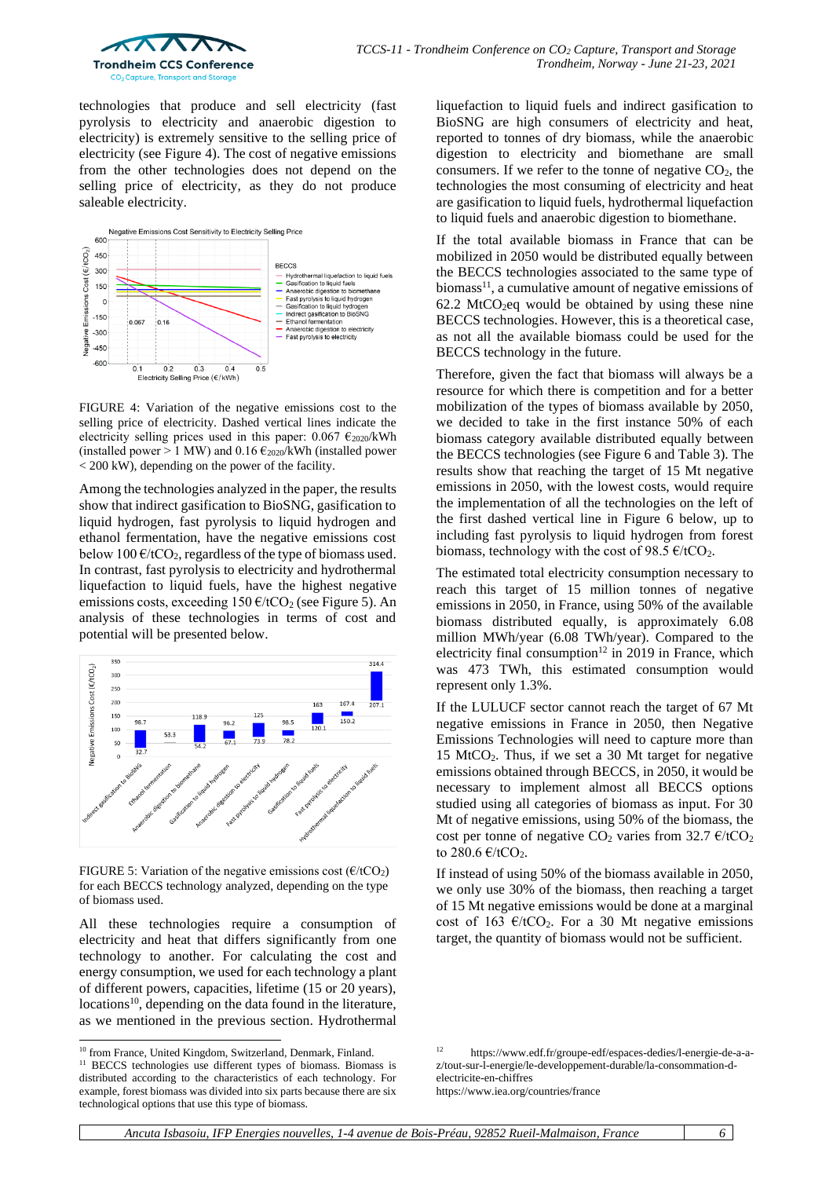technologies that produce and sell electricity (fast pyrolysis to electricity and anaerobic digestion to electricity) is extremely sensitive to the selling price of electricity (see Figure 4). The cost of negative emissions from the other technologies does not depend on the selling price of electricity, as they do not produce saleable electricity.

FIGURE 4: Variation of the negative emissions cost to the selling price of electricity. Dashed vertical lines indicate the electricity selling prices used in this paper: 0.067 €2020/kWh (installed power > 1 MW) and 0.16 €2020/kWh (installed power < 200 kW), depending on the power of the facility.

Among the technologies analyzed in the paper, the results show that indirect gasification to BioSNG, gasification to liquid hydrogen, fast pyrolysis to liquid hydrogen and ethanol fermentation, have the negative emissions cost below 100 €/t$CO_2$, regardless of the type of biomass used. In contrast, fast pyrolysis to electricity and hydrothermal liquefaction to liquid fuels, have the highest negative emissions costs, exceeding 150 €/t$CO_2$ (see Figure 5). An analysis of these technologies in terms of cost and potential will be presented below.

FIGURE 5: Variation of the negative emissions cost (€/t$CO_2$) for each BECCS technology analyzed, depending on the type of biomass used.

All these technologies require a consumption of electricity and heat that differs significantly from one technology to another. For calculating the cost and energy consumption, we used for each technology a plant of different powers, capacities, lifetime (15 or 20 years), locations[10], depending on the data found in the literature, as we mentioned in the previous section. Hydrothermal liquefaction to liquid fuels and indirect gasification to BioSNG are high consumers of electricity and heat, reported to tonnes of dry biomass, while the anaerobic digestion to electricity and biomethane are small consumers. If we refer to the tonne of negative $CO_2$, the technologies the most consuming of electricity and heat are gasification to liquid fuels, hydrothermal liquefaction to liquid fuels and anaerobic digestion to biomethane.

If the total available biomass in France that can be mobilized in 2050 would be distributed equally between the BECCS technologies associated to the same type of biomass[11], a cumulative amount of negative emissions of 62.2 Mt$CO_2$eq would be obtained by using these nine BECCS technologies. However, this is a theoretical case, as not all the available biomass could be used for the BECCS technology in the future.

Therefore, given the fact that biomass will always be a resource for which there is competition and for a better mobilization of the types of biomass available by 2050, we decided to take in the first instance 50% of each biomass category available distributed equally between the BECCS technologies (see Figure 6 and Table 3). The results show that reaching the target of 15 Mt negative emissions in 2050, with the lowest costs, would require the implementation of all the technologies on the left of the first dashed vertical line in Figure 6 below, up to including fast pyrolysis to liquid hydrogen from forest biomass, technology with the cost of 98.5 €/t$CO_2$.

The estimated total electricity consumption necessary to reach this target of 15 million tonnes of negative emissions in 2050, in France, using 50% of the available biomass distributed equally, is approximately 6.08 million MWh/year (6.08 TWh/year). Compared to the electricity final consumption[12] in 2019 in France, which was 473 TWh, this estimated consumption would represent only 1.3%.

If the LULUCF sector cannot reach the target of 67 Mt negative emissions in France in 2050, then Negative Emissions Technologies will need to capture more than 15 Mt$CO_2$. Thus, if we set a 30 Mt target for negative emissions obtained through BECCS, in 2050, it would be necessary to implement almost all BECCS options studied using all categories of biomass as input. For 30 Mt of negative emissions, using 50% of the biomass, the cost per tonne of negative $CO_2$ varies from 32.7 €/t$CO_2$ to 280.6 €/t$CO_2$.

If instead of using 50% of the biomass available in 2050, we only use 30% of the biomass, then reaching a target of 15 Mt negative emissions would be done at a marginal cost of 163 €/t$CO_2$. For a 30 Mt negative emissions target, the quantity of biomass would not be sufficient.

[10] from France, United Kingdom, Switzerland, Denmark, Finland.

[11] BECCS technologies use different types of biomass. Biomass is distributed according to the characteristics of each technology. For example, forest biomass was divided into six parts because there are six technological options that use this type of biomass.

[12] https://www.edf.fr/groupe-edf/espaces-dedies/l-energie-de-a-a-z/tout-sur-l-energie/le-developpement-durable/la-consommation-d-electricite-en-chiffres
https://www.iea.org/countries/france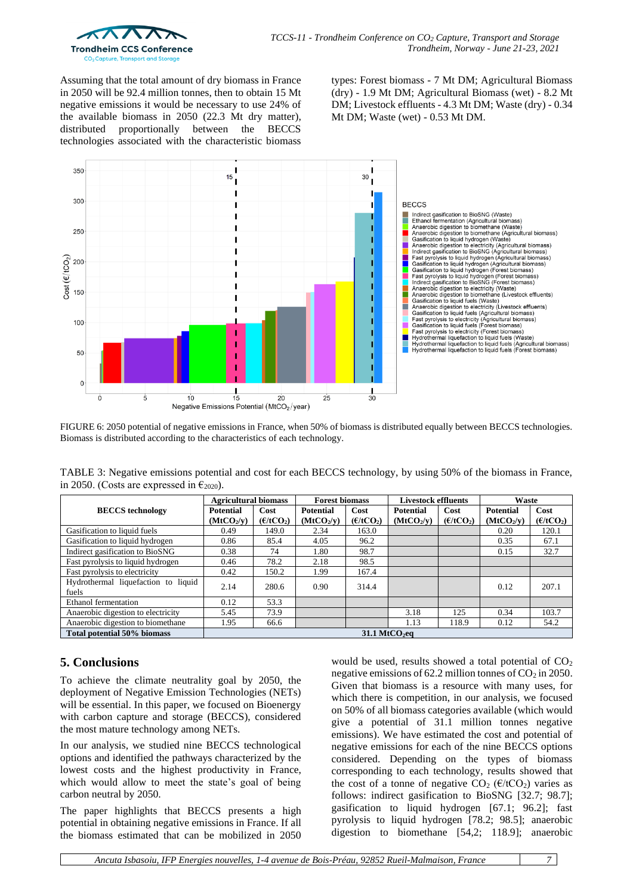Assuming that the total amount of dry biomass in France in 2050 will be 92.4 million tonnes, then to obtain 15 Mt negative emissions it would be necessary to use 24% of the available biomass in 2050 (22.3 Mt dry matter), distributed proportionally between the BECCS technologies associated with the characteristic biomass types: Forest biomass - 7 Mt DM; Agricultural Biomass (dry) - 1.9 Mt DM; Agricultural Biomass (wet) - 8.2 Mt DM; Livestock effluents - 4.3 Mt DM; Waste (dry) - 0.34 Mt DM; Waste (wet) - 0.53 Mt DM.

FIGURE 6: 2050 potential of negative emissions in France, when 50% of biomass is distributed equally between BECCS technologies. Biomass is distributed according to the characteristics of each technology.

TABLE 3: Negative emissions potential and cost for each BECCS technology, by using 50% of the biomass in France, in 2050. (Costs are expressed in €$_{2020}$).

| BECCS technology | Agricultural biomass | | Forest biomass | | Livestock effluents | | Waste | |
|---|---|---|---|---|---|---|---|---|
| | Potential ($MtCO_2/y$) | Cost (€/$tCO_2$) | Potential ($MtCO_2/y$) | Cost (€/$tCO_2$) | Potential ($MtCO_2/y$) | Cost (€/$tCO_2$) | Potential ($MtCO_2/y$) | Cost (€/$tCO_2$) |
| Gasification to liquid fuels | 0.49 | 149.0 | 2.34 | 163.0 | | | 0.20 | 120.1 |
| Gasification to liquid hydrogen | 0.86 | 85.4 | 4.05 | 96.2 | | | 0.35 | 67.1 |
| Indirect gasification to BioSNG | 0.38 | 74 | 1.80 | 98.7 | | | 0.15 | 32.7 |
| Fast pyrolysis to liquid hydrogen | 0.46 | 78.2 | 2.18 | 98.5 | | | | |
| Fast pyrolysis to electricity | 0.42 | 150.2 | 1.99 | 167.4 | | | | |
| Hydrothermal liquefaction to liquid fuels | 2.14 | 280.6 | 0.90 | 314.4 | | | 0.12 | 207.1 |
| Ethanol fermentation | 0.12 | 53.3 | | | | | | |
| Anaerobic digestion to electricity | 5.45 | 73.9 | | | 3.18 | 125 | 0.34 | 103.7 |
| Anaerobic digestion to biomethane | 1.95 | 66.6 | | | 1.13 | 118.9 | 0.12 | 54.2 |
| **Total potential 50% biomass** | **31.1 $MtCO_2eq$** | | | | | | | |

## 5. Conclusions

To achieve the climate neutrality goal by 2050, the deployment of Negative Emission Technologies (NETs) will be essential. In this paper, we focused on Bioenergy with carbon capture and storage (BECCS), considered the most mature technology among NETs.

In our analysis, we studied nine BECCS technological options and identified the pathways characterized by the lowest costs and the highest productivity in France, which would allow to meet the state's goal of being carbon neutral by 2050.

The paper highlights that BECCS presents a high potential in obtaining negative emissions in France. If all the biomass estimated that can be mobilized in 2050 would be used, results showed a total potential of $CO_2$ negative emissions of 62.2 million tonnes of $CO_2$ in 2050. Given that biomass is a resource with many uses, for which there is competition, in our analysis, we focused on 50% of all biomass categories available (which would give a potential of 31.1 million tonnes negative emissions). We have estimated the cost and potential of negative emissions for each of the nine BECCS options considered. Depending on the types of biomass corresponding to each technology, results showed that the cost of a tonne of negative $CO_2$ (€/$tCO_2$) varies as follows: indirect gasification to BioSNG [32.7; 98.7]; gasification to liquid hydrogen [67.1; 96.2]; fast pyrolysis to liquid hydrogen [78.2; 98.5]; anaerobic digestion to biomethane [54,2; 118.9]; anaerobic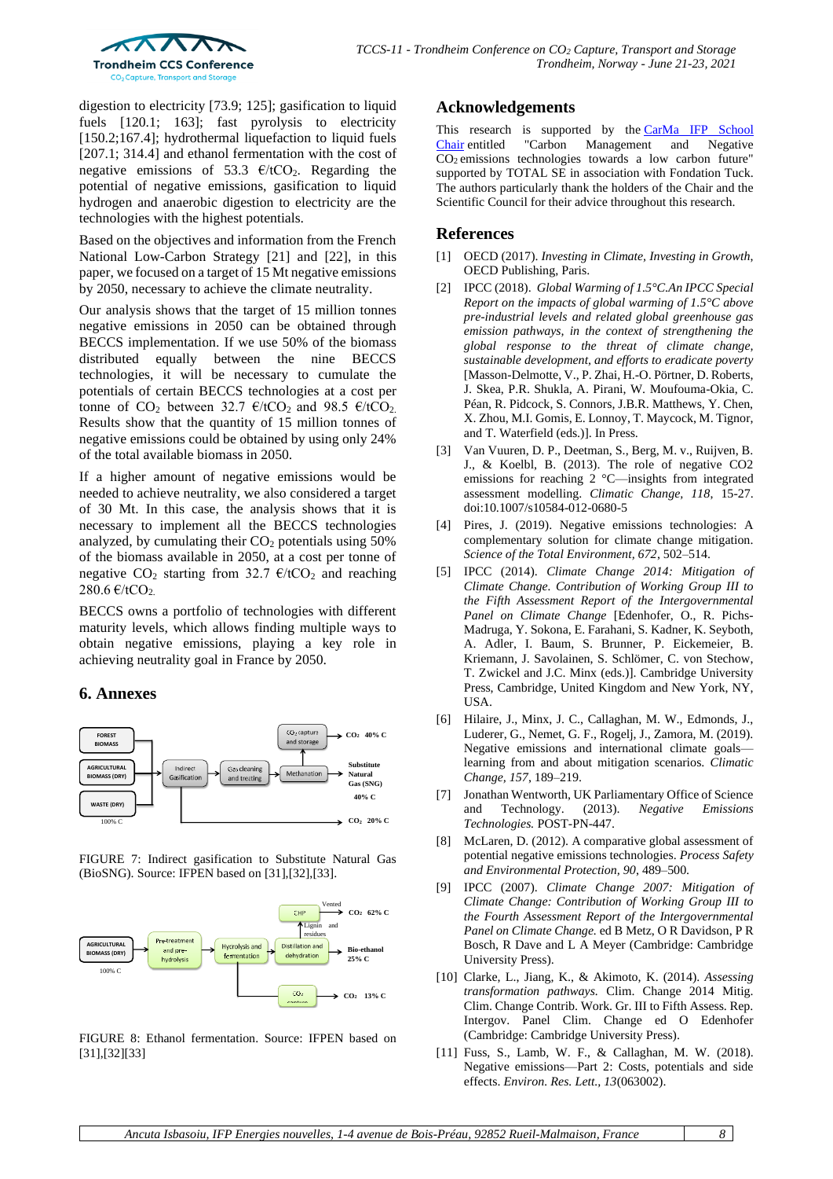digestion to electricity [73.9; 125]; gasification to liquid fuels [120.1; 163]; fast pyrolysis to electricity [150.2;167.4]; hydrothermal liquefaction to liquid fuels [207.1; 314.4] and ethanol fermentation with the cost of negative emissions of 53.3 €/t$CO_2$. Regarding the potential of negative emissions, gasification to liquid hydrogen and anaerobic digestion to electricity are the technologies with the highest potentials.

Based on the objectives and information from the French National Low-Carbon Strategy [21] and [22], in this paper, we focused on a target of 15 Mt negative emissions by 2050, necessary to achieve the climate neutrality.

Our analysis shows that the target of 15 million tonnes negative emissions in 2050 can be obtained through BECCS implementation. If we use 50% of the biomass distributed equally between the nine BECCS technologies, it will be necessary to cumulate the potentials of certain BECCS technologies at a cost per tonne of $CO_2$ between 32.7 €/t$CO_2$ and 98.5 €/t$CO_2$. Results show that the quantity of 15 million tonnes of negative emissions could be obtained by using only 24% of the total available biomass in 2050.

If a higher amount of negative emissions would be needed to achieve neutrality, we also considered a target of 30 Mt. In this case, the analysis shows that it is necessary to implement all the BECCS technologies analyzed, by cumulating their $CO_2$ potentials using 50% of the biomass available in 2050, at a cost per tonne of negative $CO_2$ starting from 32.7 €/t$CO_2$ and reaching 280.6 €/t$CO_2$.

BECCS owns a portfolio of technologies with different maturity levels, which allows finding multiple ways to obtain negative emissions, playing a key role in achieving neutrality goal in France by 2050.

## 6. Annexes

FIGURE 7: Indirect gasification to Substitute Natural Gas (BioSNG). Source: IFPEN based on [31],[32],[33].

FIGURE 8: Ethanol fermentation. Source: IFPEN based on [31],[32][33]

## Acknowledgements

This research is supported by the CarMa IFP School Chair entitled "Carbon Management and Negative $CO_2$ emissions technologies towards a low carbon future" supported by TOTAL SE in association with Fondation Tuck. The authors particularly thank the holders of the Chair and the Scientific Council for their advice throughout this research.

## References

[1] OECD (2017). *Investing in Climate, Investing in Growth*, OECD Publishing, Paris.

[2] IPCC (2018). *Global Warming of 1.5°C.An IPCC Special Report on the impacts of global warming of 1.5°C above pre-industrial levels and related global greenhouse gas emission pathways, in the context of strengthening the global response to the threat of climate change, sustainable development, and efforts to eradicate poverty* [Masson-Delmotte, V., P. Zhai, H.-O. Pörtner, D. Roberts, J. Skea, P.R. Shukla, A. Pirani, W. Moufouma-Okia, C. Péan, R. Pidcock, S. Connors, J.B.R. Matthews, Y. Chen, X. Zhou, M.I. Gomis, E. Lonnoy, T. Maycock, M. Tignor, and T. Waterfield (eds.)]. In Press.

[3] Van Vuuren, D. P., Deetman, S., Berg, M. v., Ruijven, B. J., & Koelbl, B. (2013). The role of negative CO2 emissions for reaching 2 °C—insights from integrated assessment modelling. *Climatic Change, 118*, 15-27. doi:10.1007/s10584-012-0680-5

[4] Pires, J. (2019). Negative emissions technologies: A complementary solution for climate change mitigation. *Science of the Total Environment, 672*, 502–514.

[5] IPCC (2014). *Climate Change 2014: Mitigation of Climate Change. Contribution of Working Group III to the Fifth Assessment Report of the Intergovernmental Panel on Climate Change* [Edenhofer, O., R. Pichs-Madruga, Y. Sokona, E. Farahani, S. Kadner, K. Seyboth, A. Adler, I. Baum, S. Brunner, P. Eickemeier, B. Kriemann, J. Savolainen, S. Schlömer, C. von Stechow, T. Zwickel and J.C. Minx (eds.)]. Cambridge University Press, Cambridge, United Kingdom and New York, NY, USA.

[6] Hilaire, J., Minx, J. C., Callaghan, M. W., Edmonds, J., Luderer, G., Nemet, G. F., Rogelj, J., Zamora, M. (2019). Negative emissions and international climate goals—learning from and about mitigation scenarios. *Climatic Change, 157*, 189–219.

[7] Jonathan Wentworth, UK Parliamentary Office of Science and Technology. (2013). *Negative Emissions Technologies.* POST-PN-447.

[8] McLaren, D. (2012). A comparative global assessment of potential negative emissions technologies. *Process Safety and Environmental Protection, 90*, 489–500.

[9] IPCC (2007). *Climate Change 2007: Mitigation of Climate Change: Contribution of Working Group III to the Fourth Assessment Report of the Intergovernmental Panel on Climate Change.* ed B Metz, O R Davidson, P R Bosch, R Dave and L A Meyer (Cambridge: Cambridge University Press).

[10] Clarke, L., Jiang, K., & Akimoto, K. (2014). *Assessing transformation pathways.* Clim. Change 2014 Mitig. Clim. Change Contrib. Work. Gr. III to Fifth Assess. Rep. Intergov. Panel Clim. Change ed O Edenhofer (Cambridge: Cambridge University Press).

[11] Fuss, S., Lamb, W. F., & Callaghan, M. W. (2018). Negative emissions—Part 2: Costs, potentials and side effects. *Environ. Res. Lett., 13*(063002).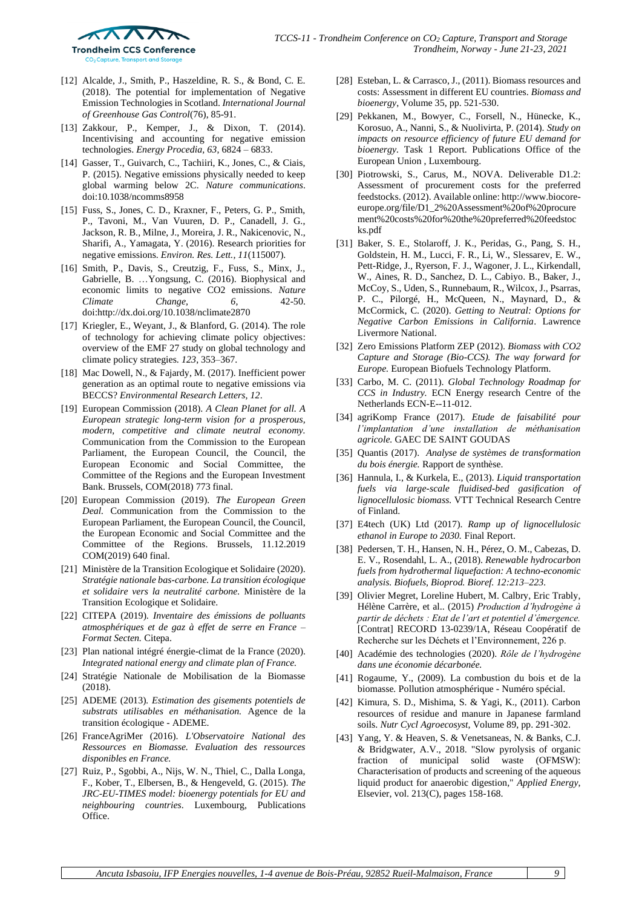[12] Alcalde, J., Smith, P., Haszeldine, R. S., & Bond, C. E. (2018). The potential for implementation of Negative Emission Technologies in Scotland. *International Journal of Greenhouse Gas Control*(76), 85-91.

[13] Zakkour, P., Kemper, J., & Dixon, T. (2014). Incentivising and accounting for negative emission technologies. *Energy Procedia, 63*, 6824 – 6833.

[14] Gasser, T., Guivarch, C., Tachiiri, K., Jones, C., & Ciais, P. (2015). Negative emissions physically needed to keep global warming below 2C. *Nature communications*. doi:10.1038/ncomms8958

[15] Fuss, S., Jones, C. D., Kraxner, F., Peters, G. P., Smith, P., Tavoni, M., Van Vuuren, D. P., Canadell, J. G., Jackson, R. B., Milne, J., Moreira, J. R., Nakicenovic, N., Sharifi, A., Yamagata, Y. (2016). Research priorities for negative emissions. *Environ. Res. Lett., 11*(115007).

[16] Smith, P., Davis, S., Creutzig, F., Fuss, S., Minx, J., Gabrielle, B. …Yongsung, C. (2016). Biophysical and economic limits to negative CO2 emissions. *Nature Climate Change, 6*, 42-50. doi:http://dx.doi.org/10.1038/nclimate2870

[17] Kriegler, E., Weyant, J., & Blanford, G. (2014). The role of technology for achieving climate policy objectives: overview of the EMF 27 study on global technology and climate policy strategies. *123*, 353–367.

[18] Mac Dowell, N., & Fajardy, M. (2017). Inefficient power generation as an optimal route to negative emissions via BECCS? *Environmental Research Letters, 12*.

[19] European Commission (2018). *A Clean Planet for all. A European strategic long-term vision for a prosperous, modern, competitive and climate neutral economy.* Communication from the Commission to the European Parliament, the European Council, the Council, the European Economic and Social Committee, the Committee of the Regions and the European Investment Bank. Brussels, COM(2018) 773 final.

[20] European Commission (2019). *The European Green Deal.* Communication from the Commission to the European Parliament, the European Council, the Council, the European Economic and Social Committee and the Committee of the Regions. Brussels, 11.12.2019 COM(2019) 640 final.

[21] Ministère de la Transition Ecologique et Solidaire (2020). *Stratégie nationale bas-carbone. La transition écologique et solidaire vers la neutralité carbone.* Ministère de la Transition Ecologique et Solidaire.

[22] CITEPA (2019). *Inventaire des émissions de polluants atmosphériques et de gaz à effet de serre en France – Format Secten.* Citepa.

[23] Plan national intégré énergie-climat de la France (2020). *Integrated national energy and climate plan of France.*

[24] Stratégie Nationale de Mobilisation de la Biomasse (2018).

[25] ADEME (2013). *Estimation des gisements potentiels de substrats utilisables en méthanisation.* Agence de la transition écologique - ADEME.

[26] FranceAgriMer (2016). *L'Observatoire National des Ressources en Biomasse. Evaluation des ressources disponibles en France.*

[27] Ruiz, P., Sgobbi, A., Nijs, W. N., Thiel, C., Dalla Longa, F., Kober, T., Elbersen, B., & Hengeveld, G. (2015). *The JRC-EU-TIMES model: bioenergy potentials for EU and neighbouring countries*. Luxembourg, Publications Office.

[28] Esteban, L. & Carrasco, J., (2011). Biomass resources and costs: Assessment in different EU countries. *Biomass and bioenergy*, Volume 35, pp. 521-530.

[29] Pekkanen, M., Bowyer, C., Forsell, N., Hünecke, K., Korosuo, A., Nanni, S., & Nuolivirta, P. (2014). *Study on impacts on resource efficiency of future EU demand for bioenergy.* Task 1 Report. Publications Office of the European Union , Luxembourg.

[30] Piotrowski, S., Carus, M., NOVA. Deliverable D1.2: Assessment of procurement costs for the preferred feedstocks. (2012). Available online: http://www.biocore-europe.org/file/D1_2%20Assessment%20of%20procurement%20costs%20for%20the%20preferred%20feedstocks.pdf

[31] Baker, S. E., Stolaroff, J. K., Peridas, G., Pang, S. H., Goldstein, H. M., Lucci, F. R., Li, W., Slessarev, E. W., Pett-Ridge, J., Ryerson, F. J., Wagoner, J. L., Kirkendall, W., Aines, R. D., Sanchez, D. L., Cabiyo. B., Baker, J., McCoy, S., Uden, S., Runnebaum, R., Wilcox, J., Psarras, P. C., Pilorgé, H., McQueen, N., Maynard, D., & McCormick, C. (2020). *Getting to Neutral: Options for Negative Carbon Emissions in California*. Lawrence Livermore National.

[32] Zero Emissions Platform ZEP (2012). *Biomass with CO2 Capture and Storage (Bio-CCS). The way forward for Europe.* European Biofuels Technology Platform.

[33] Carbo, M. C. (2011). *Global Technology Roadmap for CCS in Industry.* ECN Energy research Centre of the Netherlands ECN-E--11-012.

[34] agriKomp France (2017). *Etude de faisabilité pour l'implantation d'une installation de méthanisation agricole.* GAEC DE SAINT GOUDAS

[35] Quantis (2017). *Analyse de systèmes de transformation du bois énergie.* Rapport de synthèse.

[36] Hannula, I., & Kurkela, E., (2013). *Liquid transportation fuels via large-scale fluidised-bed gasification of lignocellulosic biomass.* VTT Technical Research Centre of Finland.

[37] E4tech (UK) Ltd (2017). *Ramp up of lignocellulosic ethanol in Europe to 2030.* Final Report.

[38] Pedersen, T. H., Hansen, N. H., Pérez, O. M., Cabezas, D. E. V., Rosendahl, L. A., (2018). *Renewable hydrocarbon fuels from hydrothermal liquefaction: A techno-economic analysis. Biofuels, Bioprod. Bioref. 12:213–223.*

[39] Olivier Megret, Loreline Hubert, M. Calbry, Eric Trably, Hélène Carrère, et al.. (2015) *Production d'hydrogène à partir de déchets : Etat de l'art et potentiel d'émergence.* [Contrat] RECORD 13-0239/1A, Réseau Coopératif de Recherche sur les Déchets et l'Environnement, 226 p.

[40] Académie des technologies (2020). *Rôle de l'hydrogène dans une économie décarbonée.*

[41] Rogaume, Y., (2009). La combustion du bois et de la biomasse. Pollution atmosphérique - Numéro spécial.

[42] Kimura, S. D., Mishima, S. & Yagi, K., (2011). Carbon resources of residue and manure in Japanese farmland soils. *Nutr Cycl Agroecosyst*, Volume 89, pp. 291-302.

[43] Yang, Y. & Heaven, S. & Venetsaneas, N. & Banks, C.J. & Bridgwater, A.V., 2018. "Slow pyrolysis of organic fraction of municipal solid waste (OFMSW): Characterisation of products and screening of the aqueous liquid product for anaerobic digestion," *Applied Energy*, Elsevier, vol. 213(C), pages 158-168.